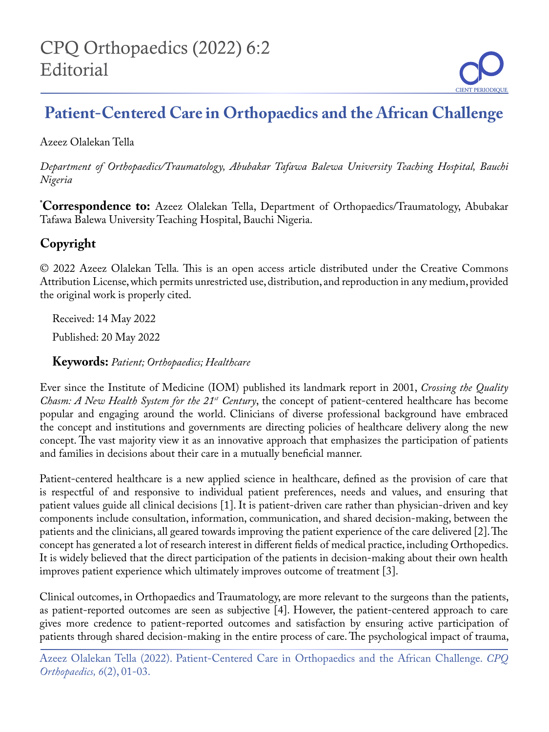# Patient-Centered Care in Orthopaedics and the African Challenge

Azeez Olalekan Tella

*Department of Orthopaedics/Traumatology, Abubakar Tafawa Balewa University Teaching Hospital, Bauchi Nigeria*

***Correspondence to:** Azeez Olalekan Tella, Department of Orthopaedics/Traumatology, Abubakar Tafawa Balewa University Teaching Hospital, Bauchi Nigeria.

## Copyright

© 2022 Azeez Olalekan Tella. This is an open access article distributed under the Creative Commons Attribution License, which permits unrestricted use, distribution, and reproduction in any medium, provided the original work is properly cited.

Received: 14 May 2022

Published: 20 May 2022

**Keywords:** *Patient; Orthopaedics; Healthcare*

Ever since the Institute of Medicine (IOM) published its landmark report in 2001, *Crossing the Quality Chasm: A New Health System for the 21st Century*, the concept of patient-centered healthcare has become popular and engaging around the world. Clinicians of diverse professional background have embraced the concept and institutions and governments are directing policies of healthcare delivery along the new concept. The vast majority view it as an innovative approach that emphasizes the participation of patients and families in decisions about their care in a mutually beneficial manner.

Patient-centered healthcare is a new applied science in healthcare, defined as the provision of care that is respectful of and responsive to individual patient preferences, needs and values, and ensuring that patient values guide all clinical decisions [1]. It is patient-driven care rather than physician-driven and key components include consultation, information, communication, and shared decision-making, between the patients and the clinicians, all geared towards improving the patient experience of the care delivered [2]. The concept has generated a lot of research interest in different fields of medical practice, including Orthopedics. It is widely believed that the direct participation of the patients in decision-making about their own health improves patient experience which ultimately improves outcome of treatment [3].

Clinical outcomes, in Orthopaedics and Traumatology, are more relevant to the surgeons than the patients, as patient-reported outcomes are seen as subjective [4]. However, the patient-centered approach to care gives more credence to patient-reported outcomes and satisfaction by ensuring active participation of patients through shared decision-making in the entire process of care. The psychological impact of trauma,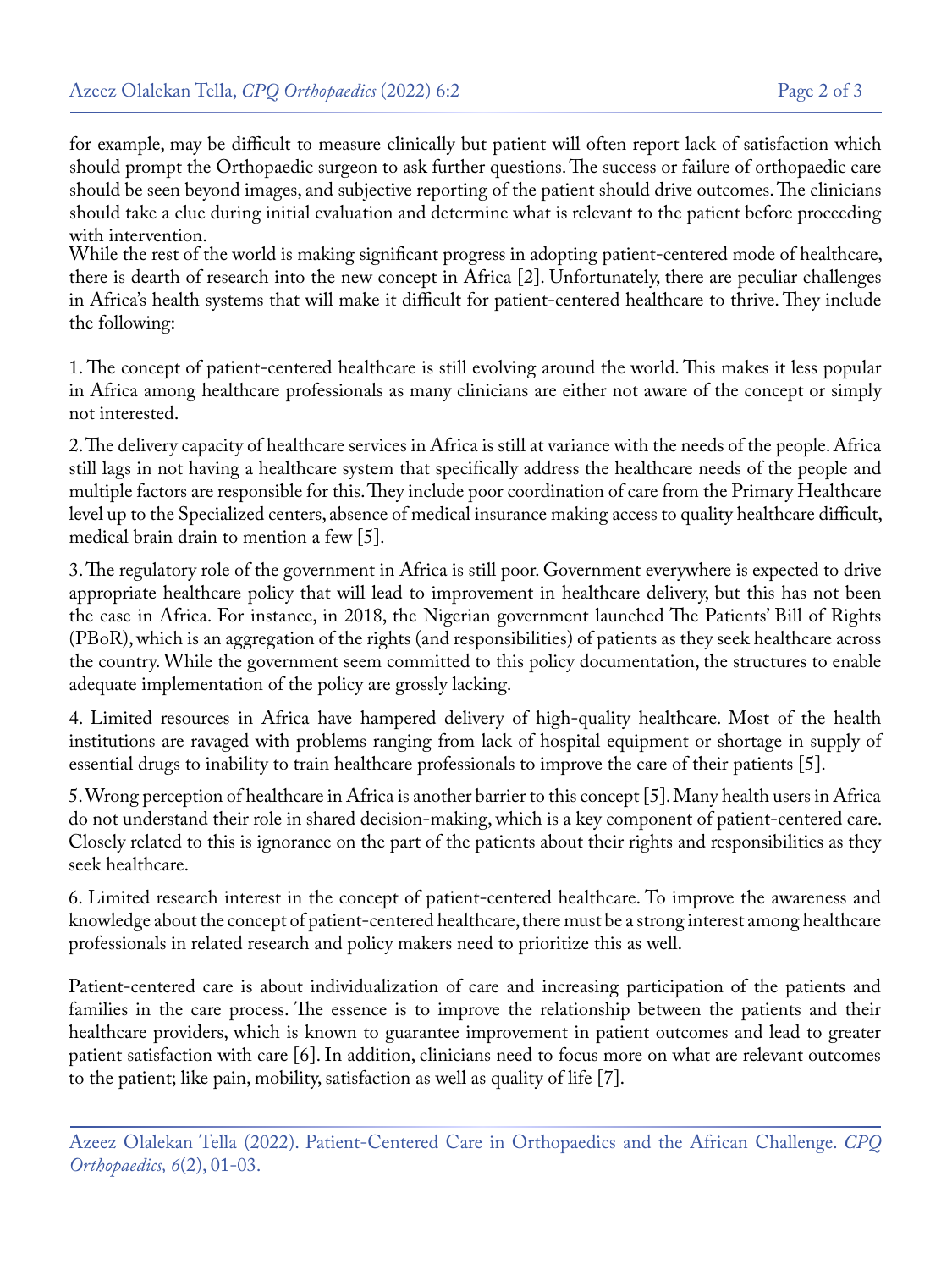for example, may be difficult to measure clinically but patient will often report lack of satisfaction which should prompt the Orthopaedic surgeon to ask further questions. The success or failure of orthopaedic care should be seen beyond images, and subjective reporting of the patient should drive outcomes. The clinicians should take a clue during initial evaluation and determine what is relevant to the patient before proceeding with intervention.

While the rest of the world is making significant progress in adopting patient-centered mode of healthcare, there is dearth of research into the new concept in Africa [2]. Unfortunately, there are peculiar challenges in Africa's health systems that will make it difficult for patient-centered healthcare to thrive. They include the following:

1. The concept of patient-centered healthcare is still evolving around the world. This makes it less popular in Africa among healthcare professionals as many clinicians are either not aware of the concept or simply not interested.

2. The delivery capacity of healthcare services in Africa is still at variance with the needs of the people. Africa still lags in not having a healthcare system that specifically address the healthcare needs of the people and multiple factors are responsible for this. They include poor coordination of care from the Primary Healthcare level up to the Specialized centers, absence of medical insurance making access to quality healthcare difficult, medical brain drain to mention a few [5].

3. The regulatory role of the government in Africa is still poor. Government everywhere is expected to drive appropriate healthcare policy that will lead to improvement in healthcare delivery, but this has not been the case in Africa. For instance, in 2018, the Nigerian government launched The Patients' Bill of Rights (PBoR), which is an aggregation of the rights (and responsibilities) of patients as they seek healthcare across the country. While the government seem committed to this policy documentation, the structures to enable adequate implementation of the policy are grossly lacking.

4. Limited resources in Africa have hampered delivery of high-quality healthcare. Most of the health institutions are ravaged with problems ranging from lack of hospital equipment or shortage in supply of essential drugs to inability to train healthcare professionals to improve the care of their patients [5].

5. Wrong perception of healthcare in Africa is another barrier to this concept [5]. Many health users in Africa do not understand their role in shared decision-making, which is a key component of patient-centered care. Closely related to this is ignorance on the part of the patients about their rights and responsibilities as they seek healthcare.

6. Limited research interest in the concept of patient-centered healthcare. To improve the awareness and knowledge about the concept of patient-centered healthcare, there must be a strong interest among healthcare professionals in related research and policy makers need to prioritize this as well.

Patient-centered care is about individualization of care and increasing participation of the patients and families in the care process. The essence is to improve the relationship between the patients and their healthcare providers, which is known to guarantee improvement in patient outcomes and lead to greater patient satisfaction with care [6]. In addition, clinicians need to focus more on what are relevant outcomes to the patient; like pain, mobility, satisfaction as well as quality of life [7].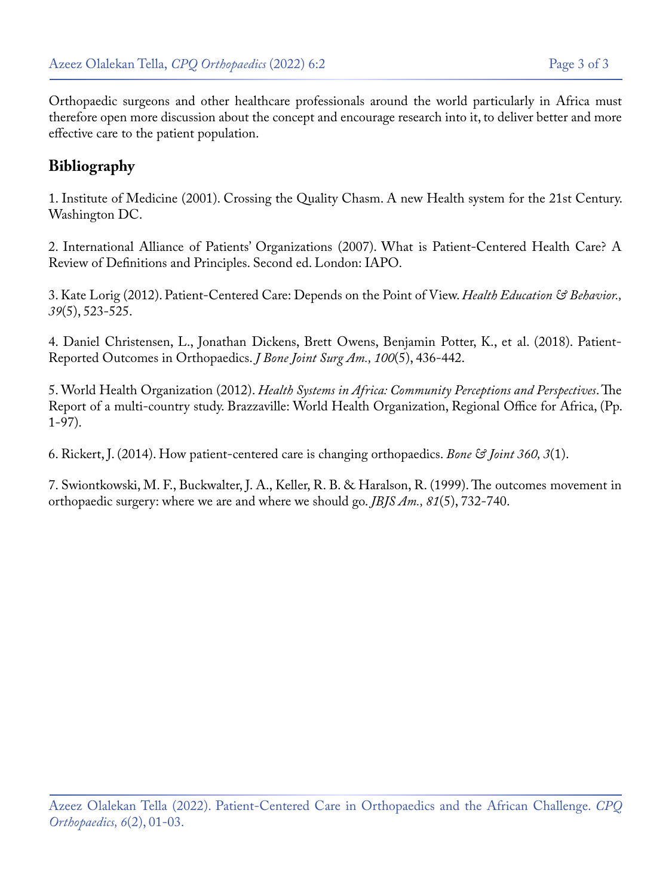Orthopaedic surgeons and other healthcare professionals around the world particularly in Africa must therefore open more discussion about the concept and encourage research into it, to deliver better and more effective care to the patient population.

## Bibliography

1. Institute of Medicine (2001). Crossing the Quality Chasm. A new Health system for the 21st Century. Washington DC.

2. International Alliance of Patients' Organizations (2007). What is Patient-Centered Health Care? A Review of Definitions and Principles. Second ed. London: IAPO.

3. Kate Lorig (2012). Patient-Centered Care: Depends on the Point of View. *Health Education & Behavior., 39*(5), 523-525.

4. Daniel Christensen, L., Jonathan Dickens, Brett Owens, Benjamin Potter, K., et al. (2018). Patient-Reported Outcomes in Orthopaedics. *J Bone Joint Surg Am., 100*(5), 436-442.

5. World Health Organization (2012). *Health Systems in Africa: Community Perceptions and Perspectives*. The Report of a multi-country study. Brazzaville: World Health Organization, Regional Office for Africa, (Pp. 1-97).

6. Rickert, J. (2014). How patient-centered care is changing orthopaedics. *Bone & Joint 360, 3*(1).

7. Swiontkowski, M. F., Buckwalter, J. A., Keller, R. B. & Haralson, R. (1999). The outcomes movement in orthopaedic surgery: where we are and where we should go. *JBJS Am., 81*(5), 732-740.